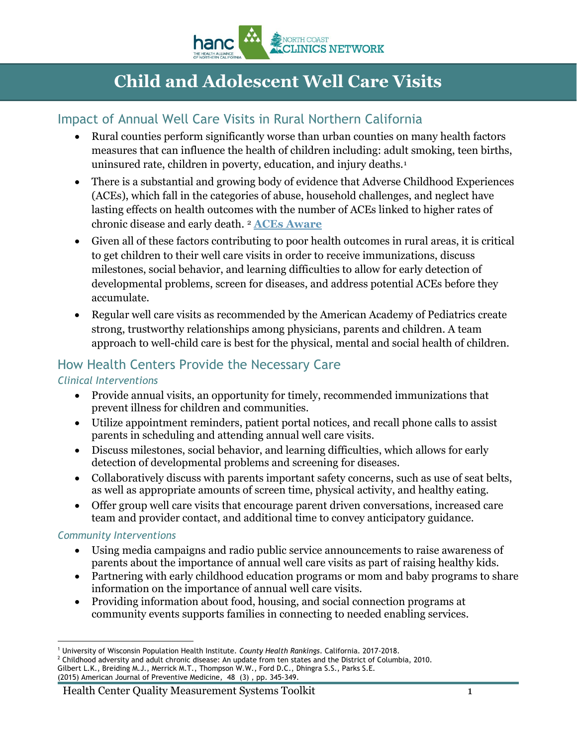# Child and Adolescent Well Care Visits

## Impact of Annual Well Care Visits in Rural Northern California

- Rural counties perform significantly worse than urban counties on many health factors measures that can influence the health of children including: adult smoking, teen births, uninsured rate, children in poverty, education, and injury deaths.[1]
- There is a substantial and growing body of evidence that Adverse Childhood Experiences (ACEs), which fall in the categories of abuse, household challenges, and neglect have lasting effects on health outcomes with the number of ACEs linked to higher rates of chronic disease and early death. [2] **ACEs Aware**
- Given all of these factors contributing to poor health outcomes in rural areas, it is critical to get children to their well care visits in order to receive immunizations, discuss milestones, social behavior, and learning difficulties to allow for early detection of developmental problems, screen for diseases, and address potential ACEs before they accumulate.
- Regular well care visits as recommended by the American Academy of Pediatrics create strong, trustworthy relationships among physicians, parents and children. A team approach to well-child care is best for the physical, mental and social health of children.

## How Health Centers Provide the Necessary Care

### *Clinical Interventions*

- Provide annual visits, an opportunity for timely, recommended immunizations that prevent illness for children and communities.
- Utilize appointment reminders, patient portal notices, and recall phone calls to assist parents in scheduling and attending annual well care visits.
- Discuss milestones, social behavior, and learning difficulties, which allows for early detection of developmental problems and screening for diseases.
- Collaboratively discuss with parents important safety concerns, such as use of seat belts, as well as appropriate amounts of screen time, physical activity, and healthy eating.
- Offer group well care visits that encourage parent driven conversations, increased care team and provider contact, and additional time to convey anticipatory guidance.

### *Community Interventions*

- Using media campaigns and radio public service announcements to raise awareness of parents about the importance of annual well care visits as part of raising healthy kids.
- Partnering with early childhood education programs or mom and baby programs to share information on the importance of annual well care visits.
- Providing information about food, housing, and social connection programs at community events supports families in connecting to needed enabling services.

---

[1] University of Wisconsin Population Health Institute. *County Health Rankings*. California. 2017-2018.
[2] Childhood adversity and adult chronic disease: An update from ten states and the District of Columbia, 2010. Gilbert L.K., Breiding M.J., Merrick M.T., Thompson W.W., Ford D.C., Dhingra S.S., Parks S.E. (2015) American Journal of Preventive Medicine, 48 (3) , pp. 345-349.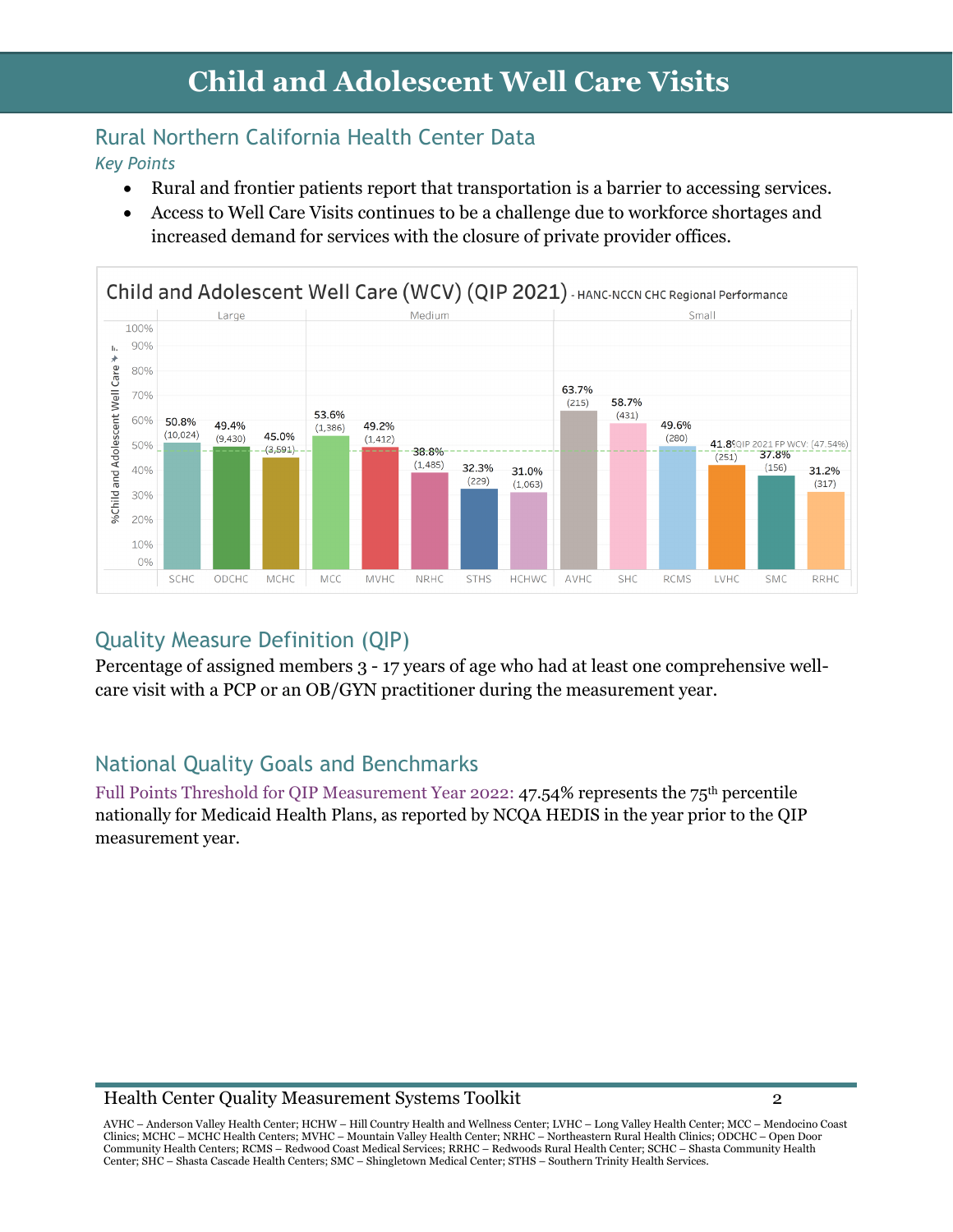# Child and Adolescent Well Care Visits

## Rural Northern California Health Center Data

*Key Points*

- Rural and frontier patients report that transportation is a barrier to accessing services.
- Access to Well Care Visits continues to be a challenge due to workforce shortages and increased demand for services with the closure of private provider offices.

Child and Adolescent Well Care (WCV) (QIP 2021) - HANC-NCCN CHC Regional Performance

Large | Medium | Small

%Child and Adolescent Well Care

100%
90%
80%
70%
60%
50%
40%
30%
20%
10%
0%

SCHC 50.8% (10,024)
ODCHC 49.4% (9,430)
MCHC 45.0% (3,591)
MCC 53.6% (1,386)
MVHC 49.2% (1,412)
NRHC 38.8% (1,485)
STHS 32.3% (229)
HCHWC 31.0% (1,063)
AVHC 63.7% (215)
SHC 58.7% (431)
RCMS 49.6% (280)
LVHC 41.8% (251)
SMC 37.8% (156)
RRHC 31.2% (317)

QIP 2021 FP WCV: (47.54%)

## Quality Measure Definition (QIP)

Percentage of assigned members 3 - 17 years of age who had at least one comprehensive well-care visit with a PCP or an OB/GYN practitioner during the measurement year.

## National Quality Goals and Benchmarks

Full Points Threshold for QIP Measurement Year 2022: 47.54% represents the 75th percentile nationally for Medicaid Health Plans, as reported by NCQA HEDIS in the year prior to the QIP measurement year.

AVHC – Anderson Valley Health Center; HCHW – Hill Country Health and Wellness Center; LVHC – Long Valley Health Center; MCC – Mendocino Coast Clinics; MCHC – MCHC Health Centers; MVHC – Mountain Valley Health Center; NRHC – Northeastern Rural Health Clinics; ODCHC – Open Door Community Health Centers; RCMS – Redwood Coast Medical Services; RRHC – Redwoods Rural Health Center; SCHC – Shasta Community Health Center; SHC – Shasta Cascade Health Centers; SMC – Shingletown Medical Center; STHS – Southern Trinity Health Services.